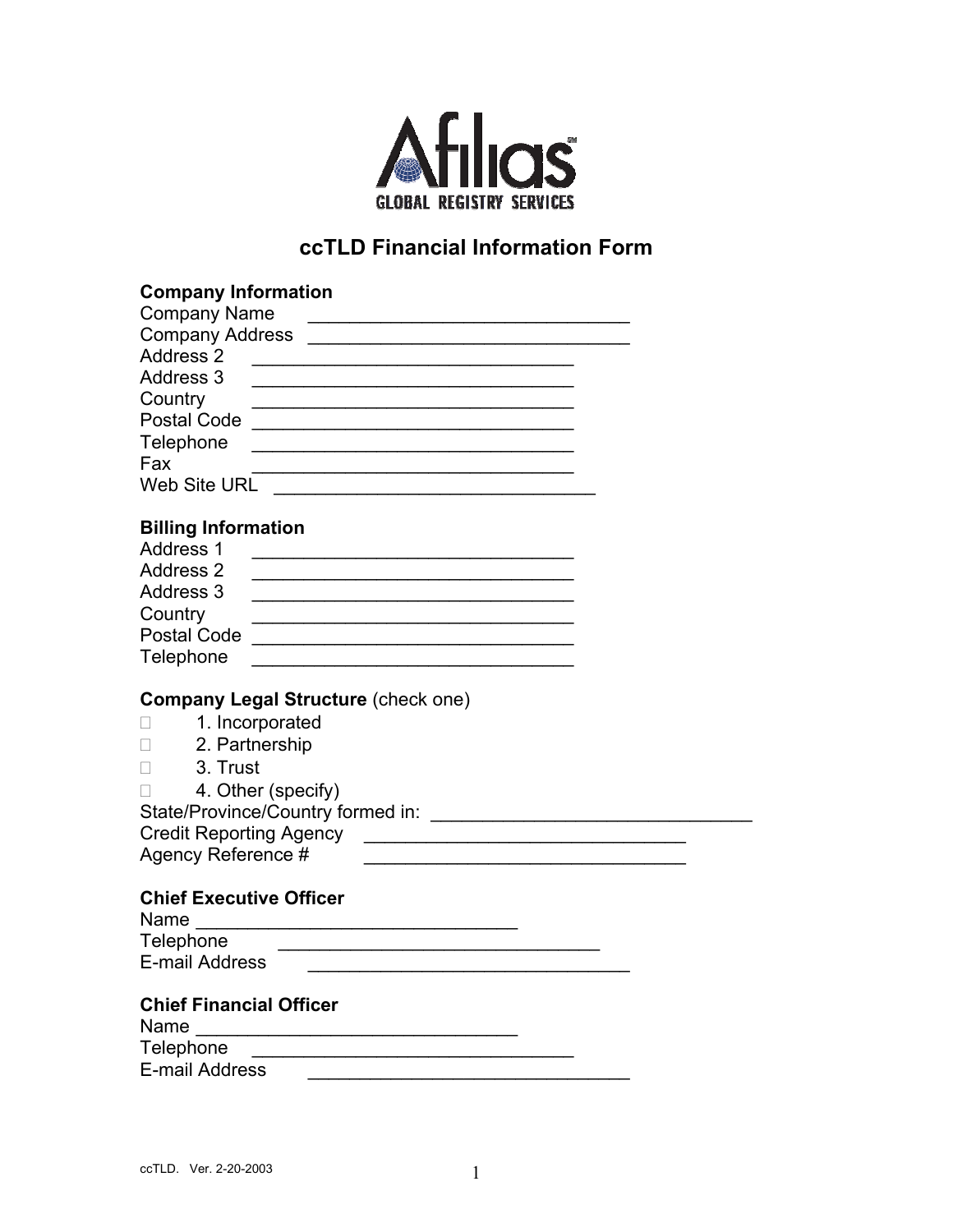# ccTLD Financial Information Form

## Company Information

Company Name ________________________________

Company Address ________________________________

Address 2 ________________________________

Address 3 ________________________________

Country ________________________________

Postal Code ________________________________

Telephone ________________________________

Fax ________________________________

Web Site URL ________________________________

## Billing Information

Address 1 ________________________________

Address 2 ________________________________

Address 3 ________________________________

Country ________________________________

Postal Code ________________________________

Telephone ________________________________

## Company Legal Structure (check one)

- ☐ 1. Incorporated
- ☐ 2. Partnership
- ☐ 3. Trust
- ☐ 4. Other (specify)

State/Province/Country formed in: ________________________________

Credit Reporting Agency ________________________________

Agency Reference # ________________________________

## Chief Executive Officer

Name ________________________________

Telephone ________________________________

E-mail Address ________________________________

## Chief Financial Officer

Name ________________________________

Telephone ________________________________

E-mail Address ________________________________

ccTLD. Ver. 2-20-2003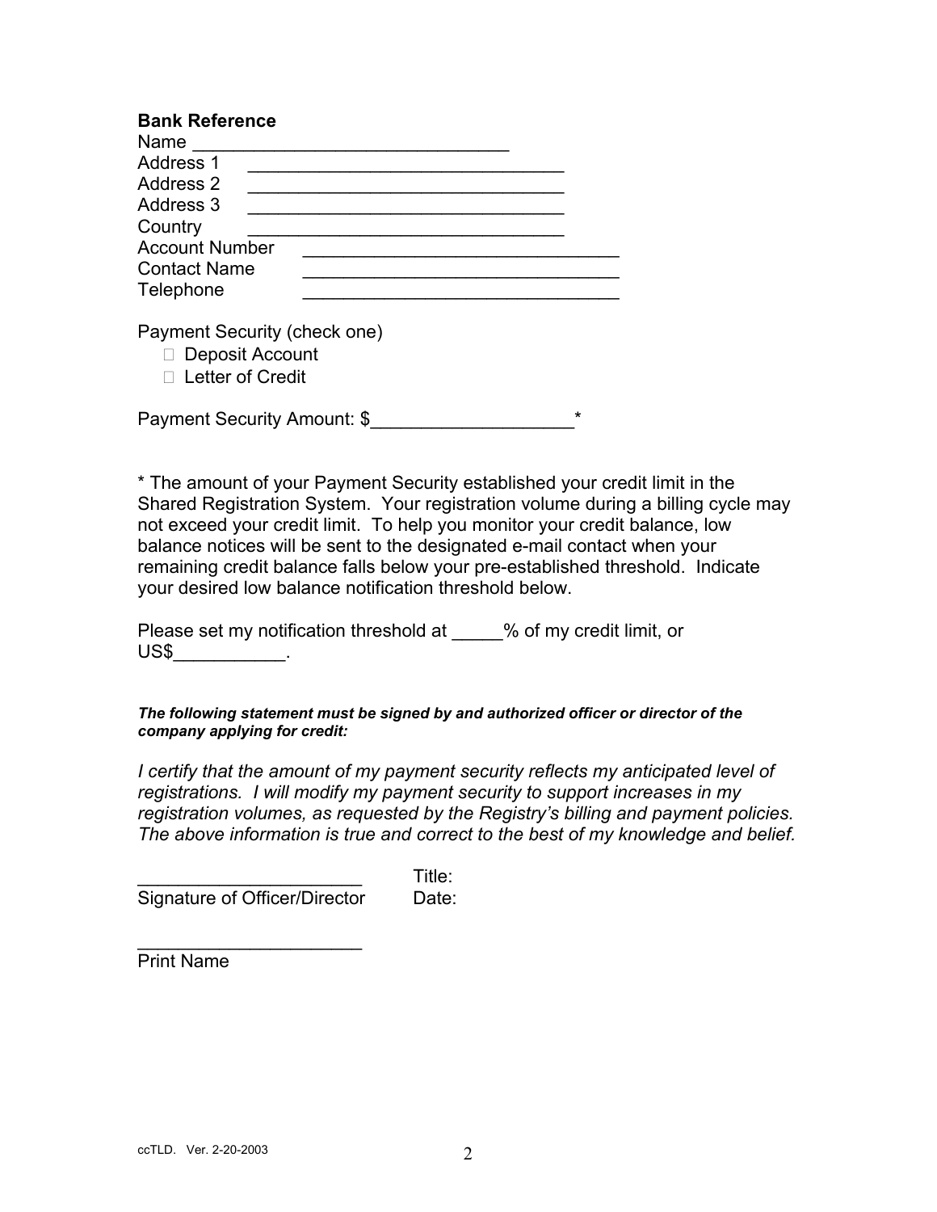**Bank Reference**

Name ________________________________

Address 1 ________________________________

Address 2 ________________________________

Address 3 ________________________________

Country ________________________________

Account Number ________________________________

Contact Name ________________________________

Telephone ________________________________

Payment Security (check one)

- ☐ Deposit Account
- ☐ Letter of Credit

Payment Security Amount: $____________________*

* The amount of your Payment Security established your credit limit in the Shared Registration System. Your registration volume during a billing cycle may not exceed your credit limit. To help you monitor your credit balance, low balance notices will be sent to the designated e-mail contact when your remaining credit balance falls below your pre-established threshold. Indicate your desired low balance notification threshold below.

Please set my notification threshold at _____% of my credit limit, or US$___________.

***The following statement must be signed by and authorized officer or director of the company applying for credit:***

*I certify that the amount of my payment security reflects my anticipated level of registrations. I will modify my payment security to support increases in my registration volumes, as requested by the Registry's billing and payment policies. The above information is true and correct to the best of my knowledge and belief.*

______________________ Title:

Signature of Officer/Director Date:

______________________

Print Name

ccTLD. Ver. 2-20-2003